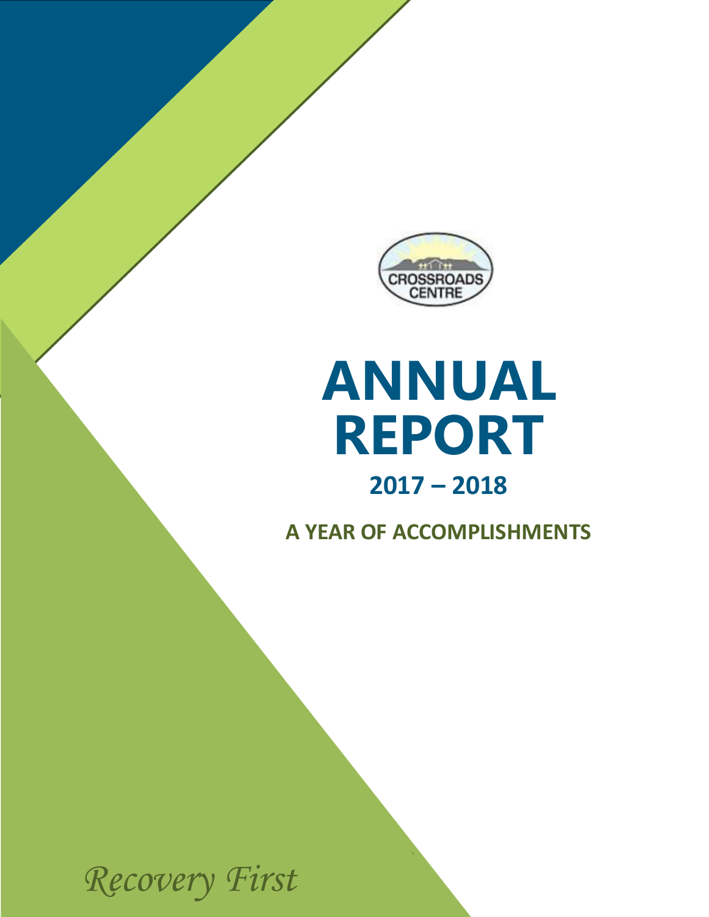CROSSROADS CENTRE

# ANNUAL REPORT

## 2017 – 2018

### A YEAR OF ACCOMPLISHMENTS

*Recovery First*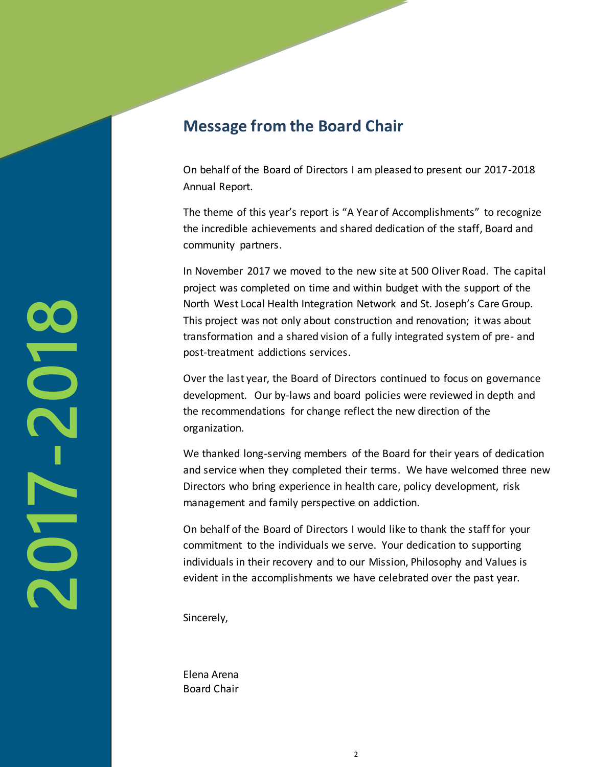## Message from the Board Chair

On behalf of the Board of Directors I am pleased to present our 2017-2018 Annual Report.

The theme of this year's report is "A Year of Accomplishments" to recognize the incredible achievements and shared dedication of the staff, Board and community partners.

In November 2017 we moved to the new site at 500 Oliver Road. The capital project was completed on time and within budget with the support of the North West Local Health Integration Network and St. Joseph's Care Group. This project was not only about construction and renovation; it was about transformation and a shared vision of a fully integrated system of pre- and post-treatment addictions services.

Over the last year, the Board of Directors continued to focus on governance development. Our by-laws and board policies were reviewed in depth and the recommendations for change reflect the new direction of the organization.

We thanked long-serving members of the Board for their years of dedication and service when they completed their terms. We have welcomed three new Directors who bring experience in health care, policy development, risk management and family perspective on addiction.

On behalf of the Board of Directors I would like to thank the staff for your commitment to the individuals we serve. Your dedication to supporting individuals in their recovery and to our Mission, Philosophy and Values is evident in the accomplishments we have celebrated over the past year.

Sincerely,

Elena Arena
Board Chair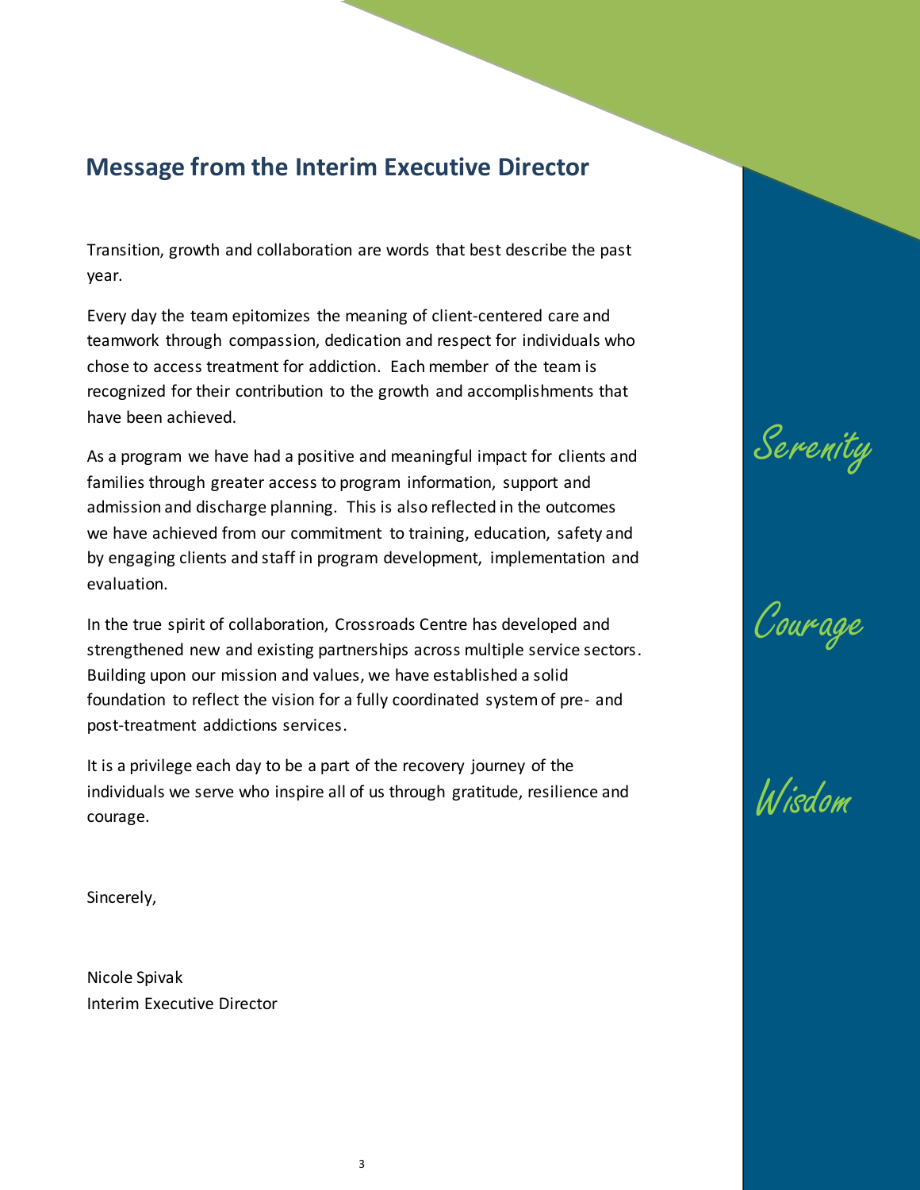## Message from the Interim Executive Director

Transition, growth and collaboration are words that best describe the past year.

Every day the team epitomizes the meaning of client-centered care and teamwork through compassion, dedication and respect for individuals who chose to access treatment for addiction. Each member of the team is recognized for their contribution to the growth and accomplishments that have been achieved.

As a program we have had a positive and meaningful impact for clients and families through greater access to program information, support and admission and discharge planning. This is also reflected in the outcomes we have achieved from our commitment to training, education, safety and by engaging clients and staff in program development, implementation and evaluation.

In the true spirit of collaboration, Crossroads Centre has developed and strengthened new and existing partnerships across multiple service sectors. Building upon our mission and values, we have established a solid foundation to reflect the vision for a fully coordinated system of pre- and post-treatment addictions services.

It is a privilege each day to be a part of the recovery journey of the individuals we serve who inspire all of us through gratitude, resilience and courage.

Sincerely,

Nicole Spivak
Interim Executive Director

*Serenity*

*Courage*

*Wisdom*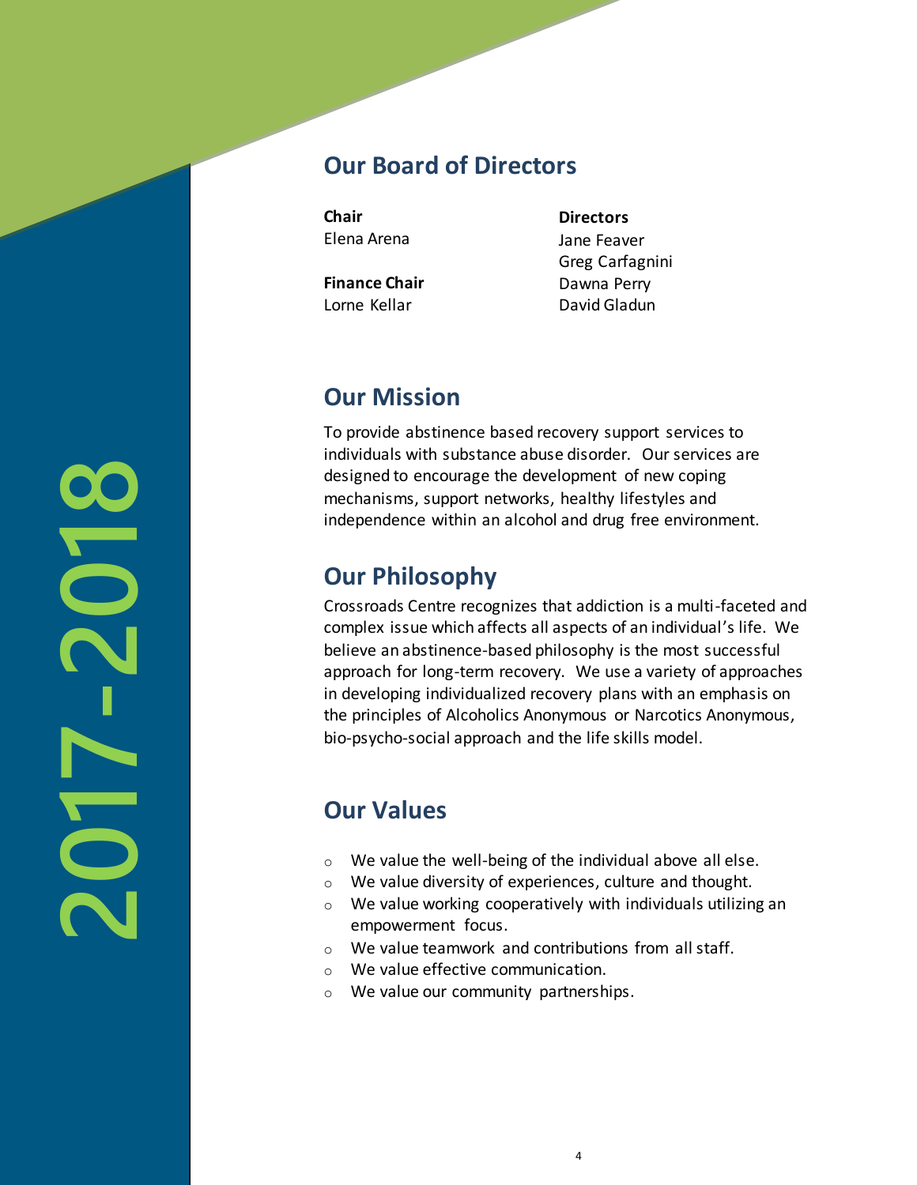## Our Board of Directors

**Chair**
Elena Arena

**Finance Chair**
Lorne Kellar

**Directors**
Jane Feaver
Greg Carfagnini
Dawna Perry
David Gladun

## Our Mission

To provide abstinence based recovery support services to individuals with substance abuse disorder. Our services are designed to encourage the development of new coping mechanisms, support networks, healthy lifestyles and independence within an alcohol and drug free environment.

## Our Philosophy

Crossroads Centre recognizes that addiction is a multi-faceted and complex issue which affects all aspects of an individual's life. We believe an abstinence-based philosophy is the most successful approach for long-term recovery. We use a variety of approaches in developing individualized recovery plans with an emphasis on the principles of Alcoholics Anonymous or Narcotics Anonymous, bio-psycho-social approach and the life skills model.

## Our Values

- We value the well-being of the individual above all else.
- We value diversity of experiences, culture and thought.
- We value working cooperatively with individuals utilizing an empowerment focus.
- We value teamwork and contributions from all staff.
- We value effective communication.
- We value our community partnerships.

2017-2018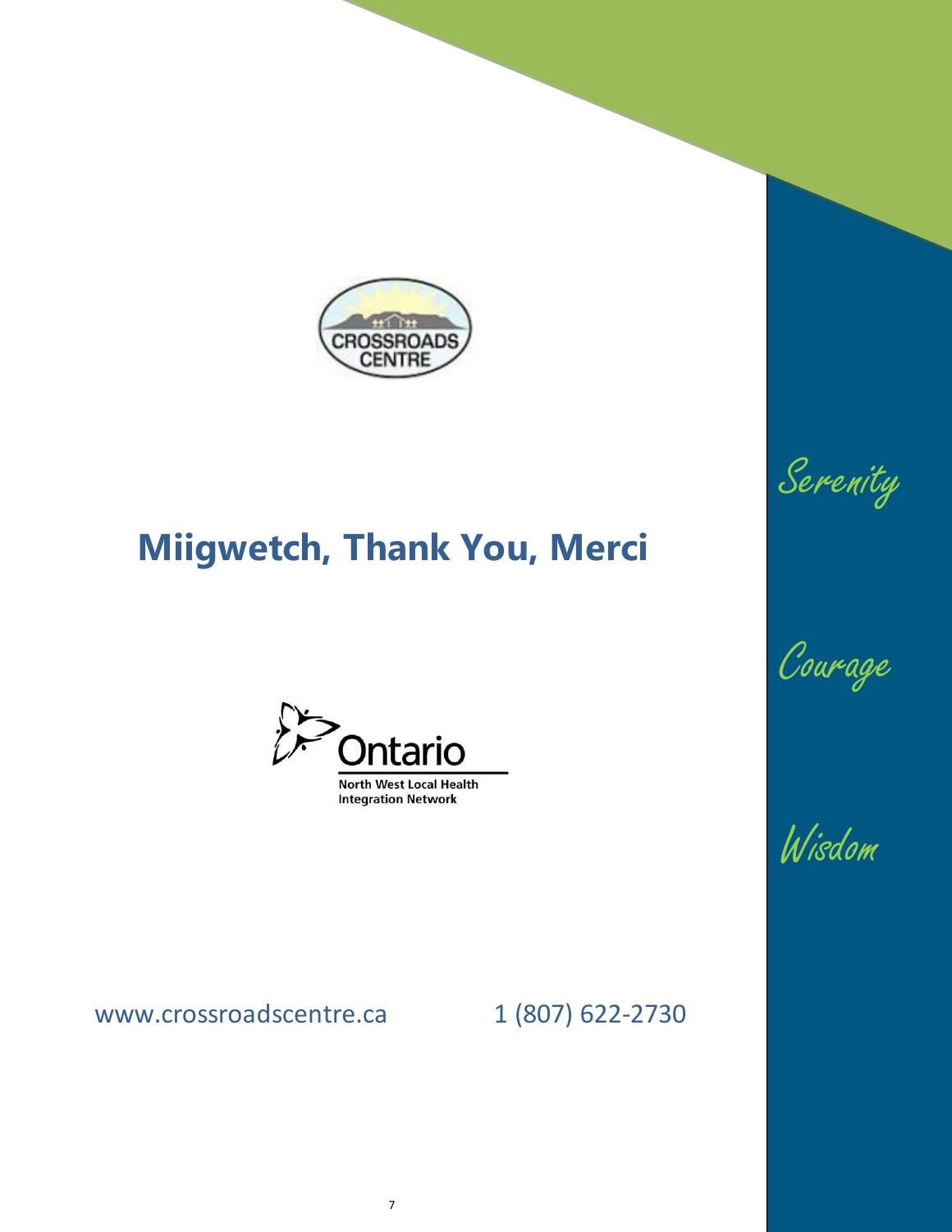CROSSROADS CENTRE

# Miigwetch, Thank You, Merci

Ontario

North West Local Health Integration Network

www.crossroadscentre.ca 1 (807) 622-2730

*Serenity*

*Courage*

*Wisdom*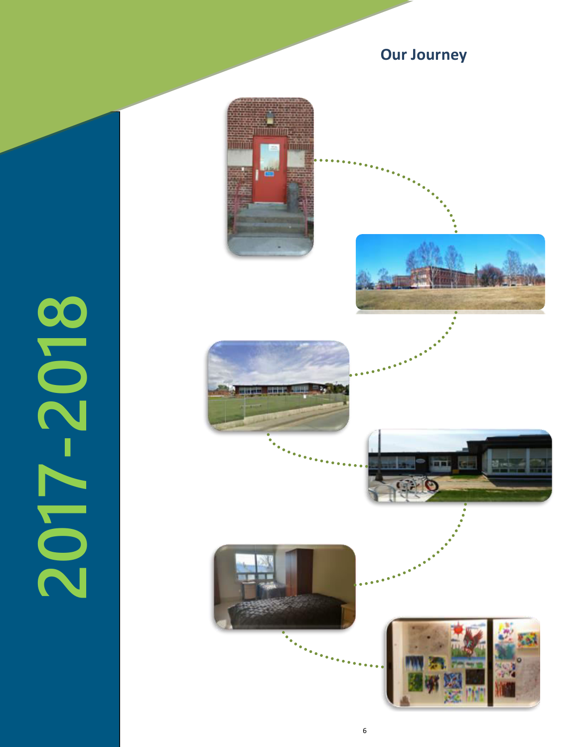## Our Journey

2017-2018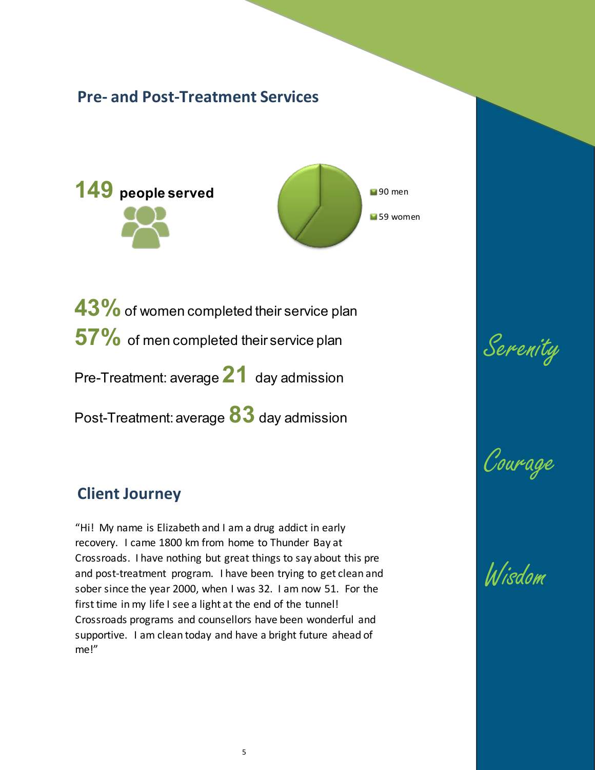## Pre- and Post-Treatment Services

**149 people served**

90 men

59 women

**43%** of women completed their service plan

**57%** of men completed their service plan

Pre-Treatment: average **21** day admission

Post-Treatment: average **83** day admission

## Client Journey

"Hi! My name is Elizabeth and I am a drug addict in early recovery. I came 1800 km from home to Thunder Bay at Crossroads. I have nothing but great things to say about this pre and post-treatment program. I have been trying to get clean and sober since the year 2000, when I was 32. I am now 51. For the first time in my life I see a light at the end of the tunnel! Crossroads programs and counsellors have been wonderful and supportive. I am clean today and have a bright future ahead of me!"

*Serenity*

*Courage*

*Wisdom*